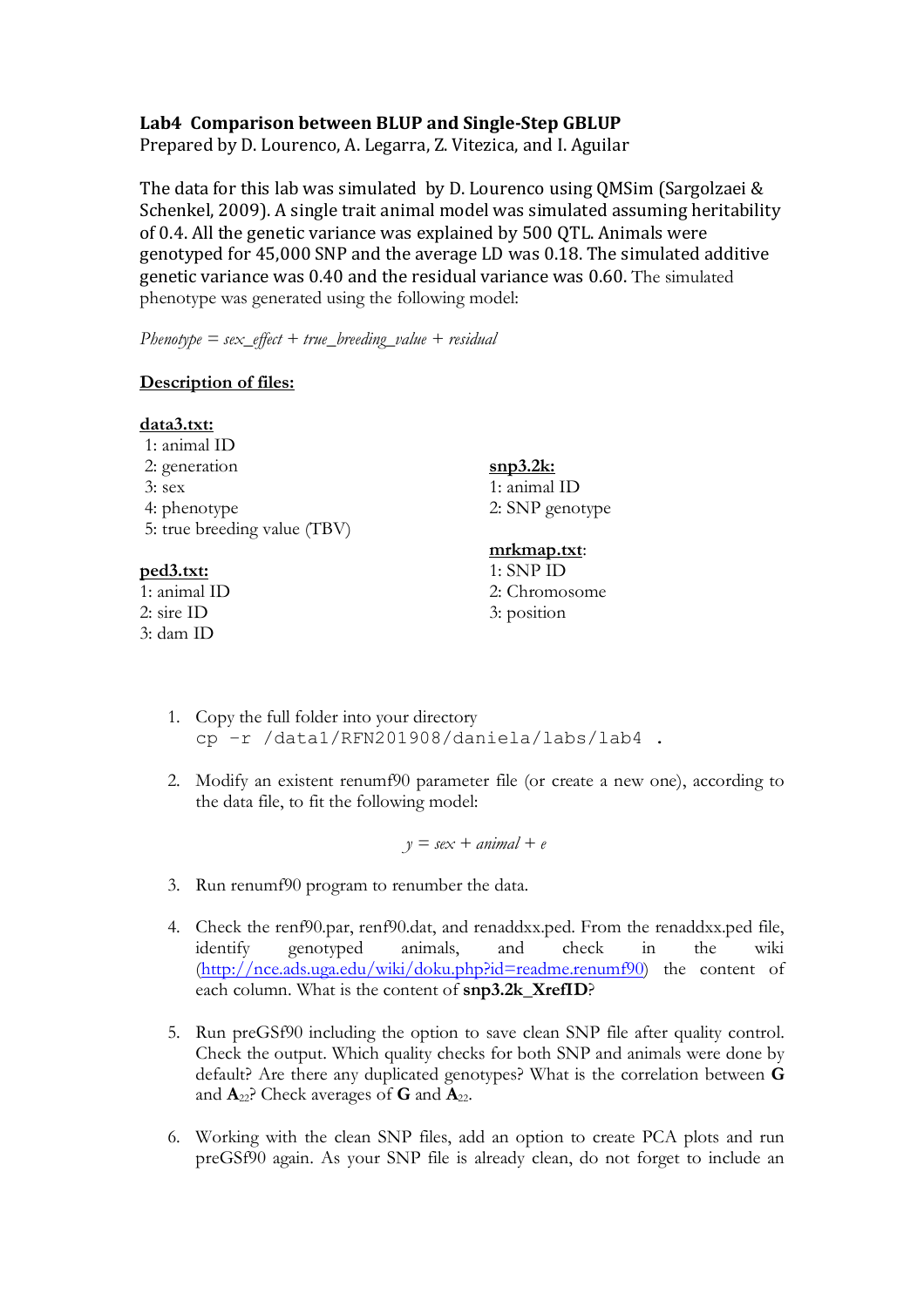# Lab4 Comparison between BLUP and Single-Step GBLUP

Prepared by D. Lourenco, A. Legarra, Z. Vitezica, and I. Aguilar

The data for this lab was simulated by D. Lourenco using QMSim (Sargolzaei & Schenkel, 2009). A single trait animal model was simulated assuming heritability of 0.4. All the genetic variance was explained by 500 QTL. Animals were genotyped for 45,000 SNP and the average LD was 0.18. The simulated additive genetic variance was 0.40 and the residual variance was 0.60. The simulated phenotype was generated using the following model:

*Phenotype = sex_effect + true_breeding_value + residual*

**Description of files:**

**data3.txt:**
1: animal ID
2: generation
3: sex
4: phenotype
5: true breeding value (TBV)

**ped3.txt:**
1: animal ID
2: sire ID
3: dam ID

**snp3.2k:**
1: animal ID
2: SNP genotype

**mrkmap.txt**:
1: SNP ID
2: Chromosome
3: position

1. Copy the full folder into your directory
   ```
   cp -r /data1/RFN201908/daniela/labs/lab4 .
   ```

2. Modify an existent renumf90 parameter file (or create a new one), according to the data file, to fit the following model:

   $$y = sex + animal + e$$

3. Run renumf90 program to renumber the data.

4. Check the renf90.par, renf90.dat, and renaddxx.ped. From the renaddxx.ped file, identify genotyped animals, and check in the wiki (http://nce.ads.uga.edu/wiki/doku.php?id=readme.renumf90) the content of each column. What is the content of **snp3.2k_XrefID**?

5. Run preGSf90 including the option to save clean SNP file after quality control. Check the output. Which quality checks for both SNP and animals were done by default? Are there any duplicated genotypes? What is the correlation between **G** and $\mathbf{A}_{22}$? Check averages of **G** and $\mathbf{A}_{22}$.

6. Working with the clean SNP files, add an option to create PCA plots and run preGSf90 again. As your SNP file is already clean, do not forget to include an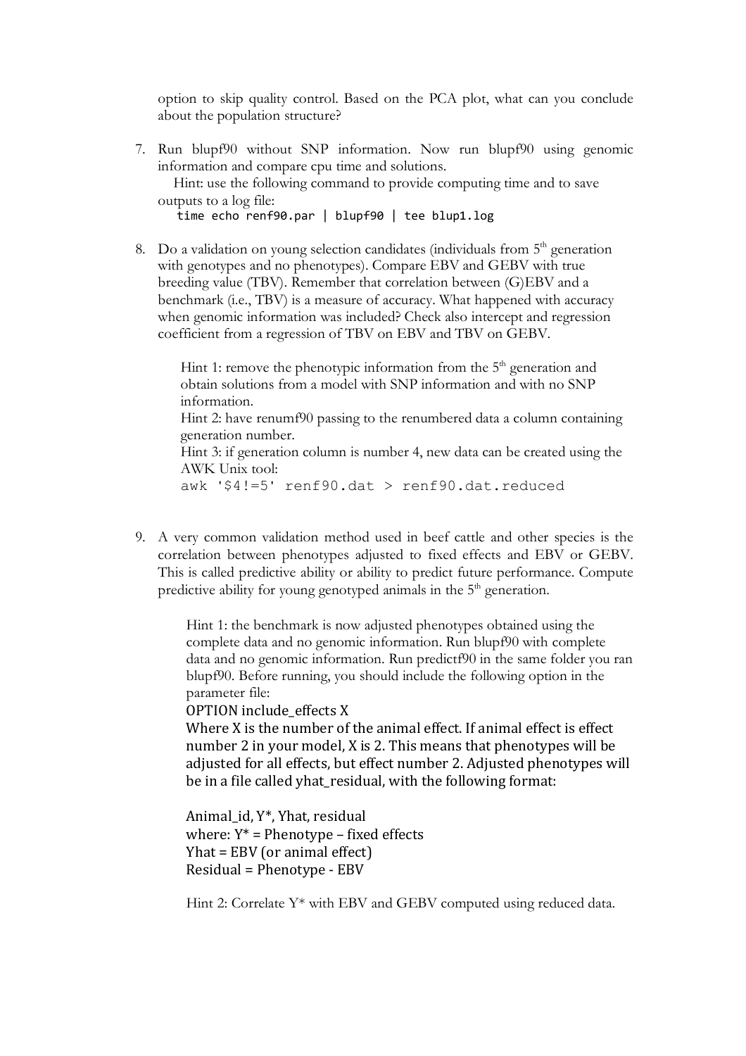option to skip quality control. Based on the PCA plot, what can you conclude about the population structure?

7. Run blupf90 without SNP information. Now run blupf90 using genomic information and compare cpu time and solutions.

   Hint: use the following command to provide computing time and to save outputs to a log file:

   ```
   time echo renf90.par | blupf90 | tee blup1.log
   ```

8. Do a validation on young selection candidates (individuals from 5[th] generation with genotypes and no phenotypes). Compare EBV and GEBV with true breeding value (TBV). Remember that correlation between (G)EBV and a benchmark (i.e., TBV) is a measure of accuracy. What happened with accuracy when genomic information was included? Check also intercept and regression coefficient from a regression of TBV on EBV and TBV on GEBV.

   Hint 1: remove the phenotypic information from the 5[th] generation and obtain solutions from a model with SNP information and with no SNP information.

   Hint 2: have renumf90 passing to the renumbered data a column containing generation number.

   Hint 3: if generation column is number 4, new data can be created using the AWK Unix tool:

   ```
   awk '$4!=5' renf90.dat > renf90.dat.reduced
   ```

9. A very common validation method used in beef cattle and other species is the correlation between phenotypes adjusted to fixed effects and EBV or GEBV. This is called predictive ability or ability to predict future performance. Compute predictive ability for young genotyped animals in the 5[th] generation.

   Hint 1: the benchmark is now adjusted phenotypes obtained using the complete data and no genomic information. Run blupf90 with complete data and no genomic information. Run predictf90 in the same folder you ran blupf90. Before running, you should include the following option in the parameter file:

   OPTION include_effects X

   Where X is the number of the animal effect. If animal effect is effect number 2 in your model, X is 2. This means that phenotypes will be adjusted for all effects, but effect number 2. Adjusted phenotypes will be in a file called yhat_residual, with the following format:

   Animal_id, Y*, Yhat, residual

   where: Y* = Phenotype – fixed effects

   Yhat = EBV (or animal effect)

   Residual = Phenotype - EBV

   Hint 2: Correlate Y* with EBV and GEBV computed using reduced data.